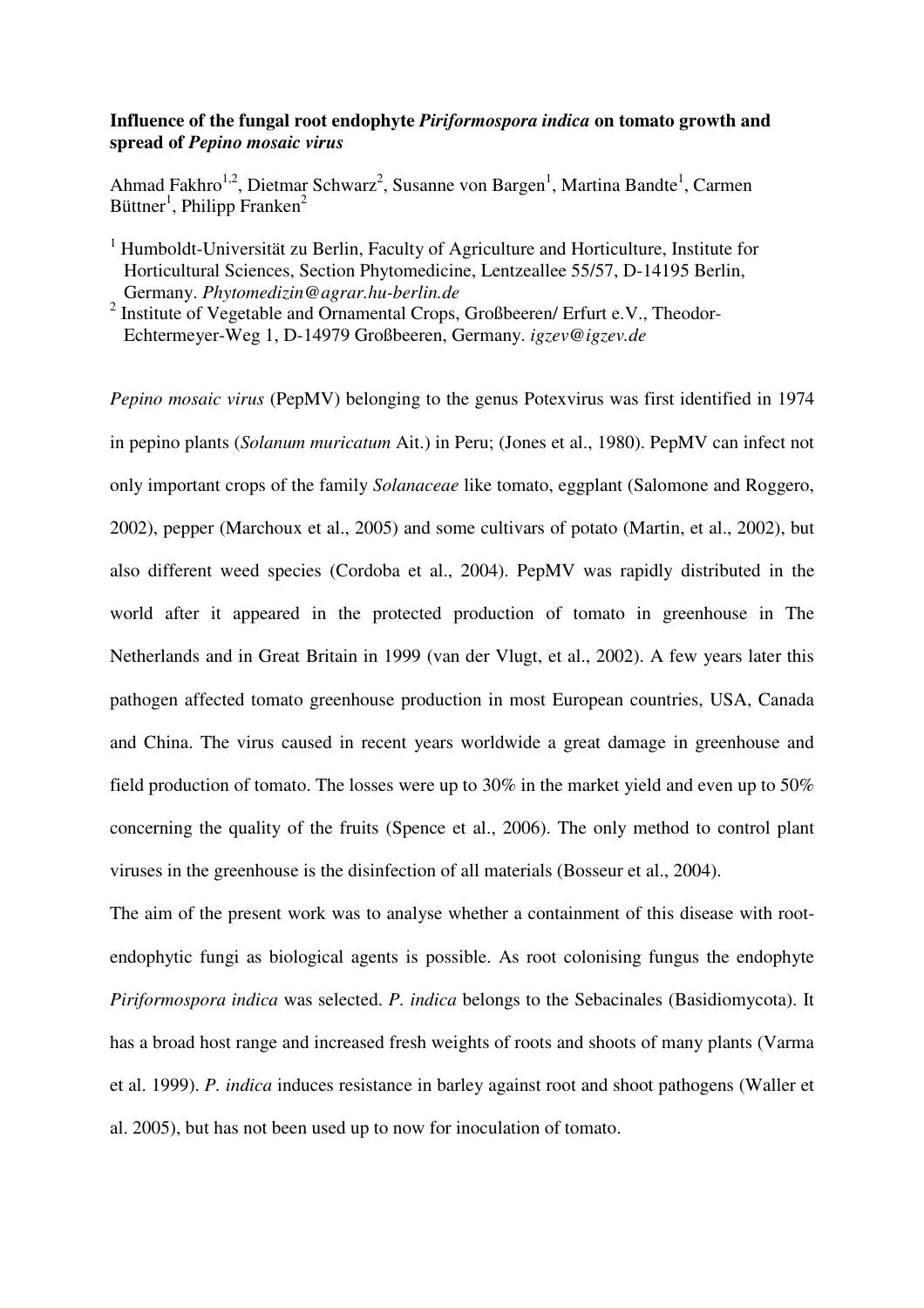**Influence of the fungal root endophyte *Piriformospora indica* on tomato growth and spread of *Pepino mosaic virus***

Ahmad Fakhro[1,2], Dietmar Schwarz[2], Susanne von Bargen[1], Martina Bandte[1], Carmen Büttner[1], Philipp Franken[2]

[1] Humboldt-Universität zu Berlin, Faculty of Agriculture and Horticulture, Institute for Horticultural Sciences, Section Phytomedicine, Lentzeallee 55/57, D-14195 Berlin, Germany. *Phytomedizin@agrar.hu-berlin.de*

[2] Institute of Vegetable and Ornamental Crops, Großbeeren/ Erfurt e.V., Theodor-Echtermeyer-Weg 1, D-14979 Großbeeren, Germany. *igzev@igzev.de*

*Pepino mosaic virus* (PepMV) belonging to the genus Potexvirus was first identified in 1974 in pepino plants (*Solanum muricatum* Ait.) in Peru; (Jones et al., 1980). PepMV can infect not only important crops of the family *Solanaceae* like tomato, eggplant (Salomone and Roggero, 2002), pepper (Marchoux et al., 2005) and some cultivars of potato (Martin, et al., 2002), but also different weed species (Cordoba et al., 2004). PepMV was rapidly distributed in the world after it appeared in the protected production of tomato in greenhouse in The Netherlands and in Great Britain in 1999 (van der Vlugt, et al., 2002). A few years later this pathogen affected tomato greenhouse production in most European countries, USA, Canada and China. The virus caused in recent years worldwide a great damage in greenhouse and field production of tomato. The losses were up to 30% in the market yield and even up to 50% concerning the quality of the fruits (Spence et al., 2006). The only method to control plant viruses in the greenhouse is the disinfection of all materials (Bosseur et al., 2004).

The aim of the present work was to analyse whether a containment of this disease with root-endophytic fungi as biological agents is possible. As root colonising fungus the endophyte *Piriformospora indica* was selected. *P. indica* belongs to the Sebacinales (Basidiomycota). It has a broad host range and increased fresh weights of roots and shoots of many plants (Varma et al. 1999). *P. indica* induces resistance in barley against root and shoot pathogens (Waller et al. 2005), but has not been used up to now for inoculation of tomato.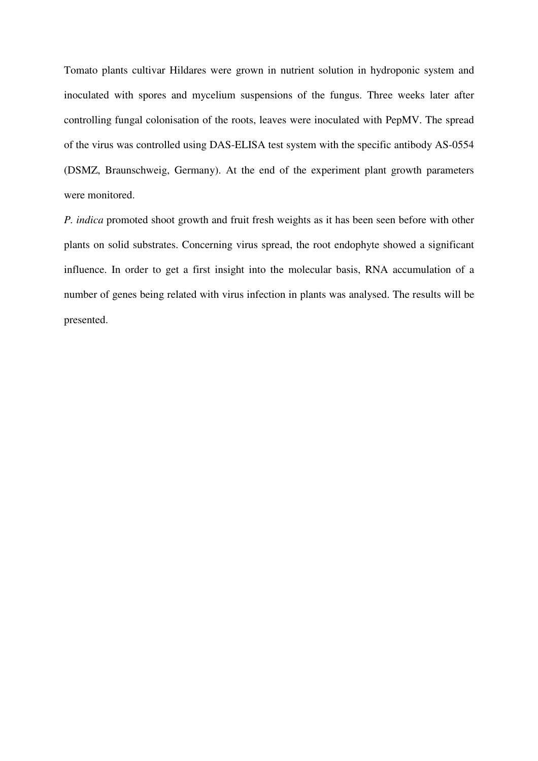Tomato plants cultivar Hildares were grown in nutrient solution in hydroponic system and inoculated with spores and mycelium suspensions of the fungus. Three weeks later after controlling fungal colonisation of the roots, leaves were inoculated with PepMV. The spread of the virus was controlled using DAS-ELISA test system with the specific antibody AS-0554 (DSMZ, Braunschweig, Germany). At the end of the experiment plant growth parameters were monitored.

*P. indica* promoted shoot growth and fruit fresh weights as it has been seen before with other plants on solid substrates. Concerning virus spread, the root endophyte showed a significant influence. In order to get a first insight into the molecular basis, RNA accumulation of a number of genes being related with virus infection in plants was analysed. The results will be presented.